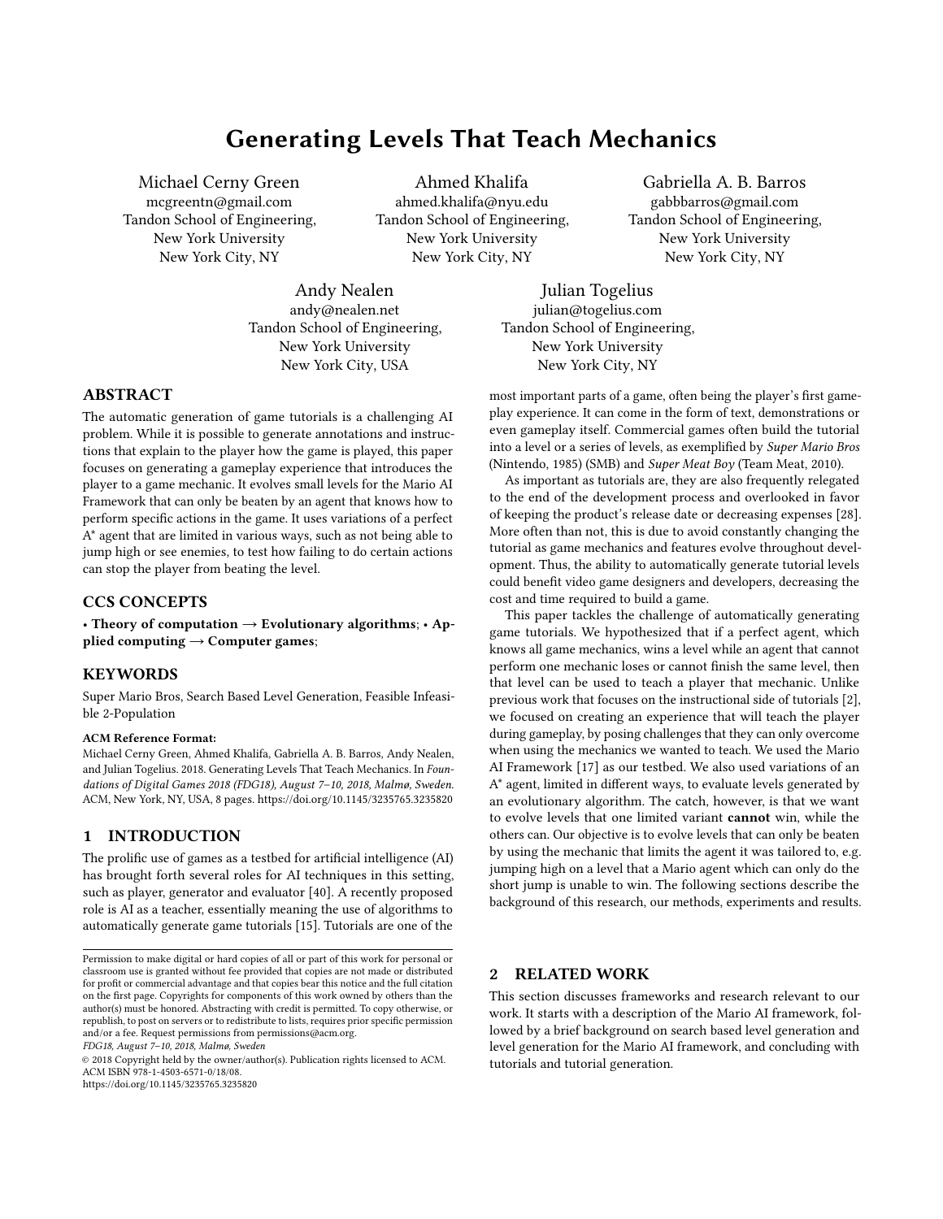# Generating Levels That Teach Mechanics

Michael Cerny Green
mcgreentn@gmail.com
Tandon School of Engineering,
New York University
New York City, NY

Ahmed Khalifa
ahmed.khalifa@nyu.edu
Tandon School of Engineering,
New York University
New York City, NY

Gabriella A. B. Barros
gabbbarros@gmail.com
Tandon School of Engineering,
New York University
New York City, NY

Andy Nealen
andy@nealen.net
Tandon School of Engineering,
New York University
New York City, USA

Julian Togelius
julian@togelius.com
Tandon School of Engineering,
New York University
New York City, NY

## ABSTRACT

The automatic generation of game tutorials is a challenging AI problem. While it is possible to generate annotations and instructions that explain to the player how the game is played, this paper focuses on generating a gameplay experience that introduces the player to a game mechanic. It evolves small levels for the Mario AI Framework that can only be beaten by an agent that knows how to perform specific actions in the game. It uses variations of a perfect A* agent that are limited in various ways, such as not being able to jump high or see enemies, to test how failing to do certain actions can stop the player from beating the level.

## CCS CONCEPTS

• **Theory of computation → Evolutionary algorithms**; • **Applied computing → Computer games**;

## KEYWORDS

Super Mario Bros, Search Based Level Generation, Feasible Infeasible 2-Population

**ACM Reference Format:**
Michael Cerny Green, Ahmed Khalifa, Gabriella A. B. Barros, Andy Nealen, and Julian Togelius. 2018. Generating Levels That Teach Mechanics. In *Foundations of Digital Games 2018 (FDG18), August 7–10, 2018, Malmø, Sweden.* ACM, New York, NY, USA, 8 pages. https://doi.org/10.1145/3235765.3235820

## 1 INTRODUCTION

The prolific use of games as a testbed for artificial intelligence (AI) has brought forth several roles for AI techniques in this setting, such as player, generator and evaluator [40]. A recently proposed role is AI as a teacher, essentially meaning the use of algorithms to automatically generate game tutorials [15]. Tutorials are one of the most important parts of a game, often being the player's first gameplay experience. It can come in the form of text, demonstrations or even gameplay itself. Commercial games often build the tutorial into a level or a series of levels, as exemplified by *Super Mario Bros* (Nintendo, 1985) (SMB) and *Super Meat Boy* (Team Meat, 2010).

As important as tutorials are, they are also frequently relegated to the end of the development process and overlooked in favor of keeping the product's release date or decreasing expenses [28]. More often than not, this is due to avoid constantly changing the tutorial as game mechanics and features evolve throughout development. Thus, the ability to automatically generate tutorial levels could benefit video game designers and developers, decreasing the cost and time required to build a game.

This paper tackles the challenge of automatically generating game tutorials. We hypothesized that if a perfect agent, which knows all game mechanics, wins a level while an agent that cannot perform one mechanic loses or cannot finish the same level, then that level can be used to teach a player that mechanic. Unlike previous work that focuses on the instructional side of tutorials [2], we focused on creating an experience that will teach the player during gameplay, by posing challenges that they can only overcome when using the mechanics we wanted to teach. We used the Mario AI Framework [17] as our testbed. We also used variations of an A* agent, limited in different ways, to evaluate levels generated by an evolutionary algorithm. The catch, however, is that we want to evolve levels that one limited variant **cannot** win, while the others can. Our objective is to evolve levels that can only be beaten by using the mechanic that limits the agent it was tailored to, e.g. jumping high on a level that a Mario agent which can only do the short jump is unable to win. The following sections describe the background of this research, our methods, experiments and results.

## 2 RELATED WORK

This section discusses frameworks and research relevant to our work. It starts with a description of the Mario AI framework, followed by a brief background on search based level generation and level generation for the Mario AI framework, and concluding with tutorials and tutorial generation.

Permission to make digital or hard copies of all or part of this work for personal or classroom use is granted without fee provided that copies are not made or distributed for profit or commercial advantage and that copies bear this notice and the full citation on the first page. Copyrights for components of this work owned by others than the author(s) must be honored. Abstracting with credit is permitted. To copy otherwise, or republish, to post on servers or to redistribute to lists, requires prior specific permission and/or a fee. Request permissions from permissions@acm.org.
*FDG18, August 7–10, 2018, Malmø, Sweden*
© 2018 Copyright held by the owner/author(s). Publication rights licensed to ACM.
ACM ISBN 978-1-4503-6571-0/18/08.
https://doi.org/10.1145/3235765.3235820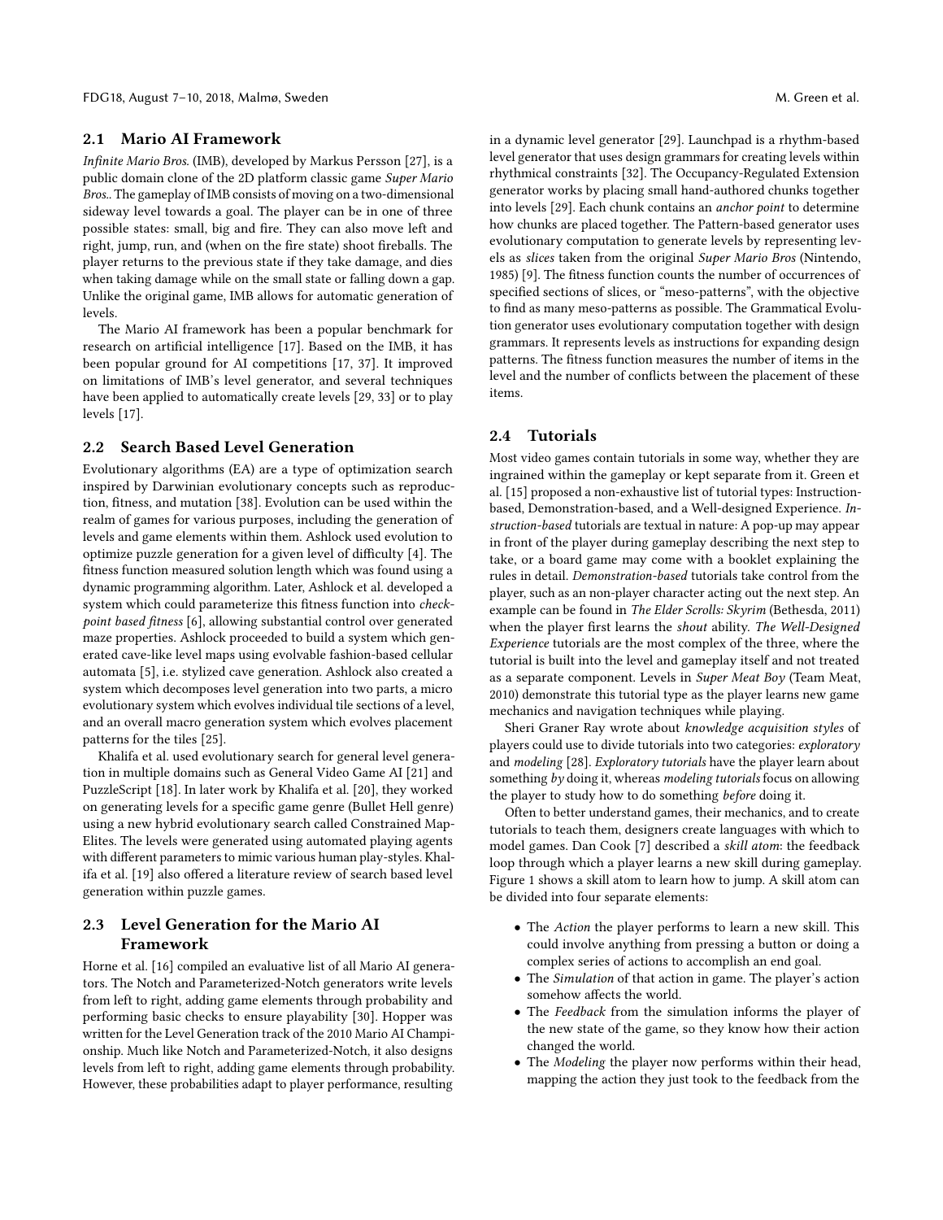## 2.1 Mario AI Framework

*Infinite Mario Bros.* (IMB), developed by Markus Persson [27], is a public domain clone of the 2D platform classic game *Super Mario Bros.*. The gameplay of IMB consists of moving on a two-dimensional sideway level towards a goal. The player can be in one of three possible states: small, big and fire. They can also move left and right, jump, run, and (when on the fire state) shoot fireballs. The player returns to the previous state if they take damage, and dies when taking damage while on the small state or falling down a gap. Unlike the original game, IMB allows for automatic generation of levels.

The Mario AI framework has been a popular benchmark for research on artificial intelligence [17]. Based on the IMB, it has been popular ground for AI competitions [17, 37]. It improved on limitations of IMB's level generator, and several techniques have been applied to automatically create levels [29, 33] or to play levels [17].

## 2.2 Search Based Level Generation

Evolutionary algorithms (EA) are a type of optimization search inspired by Darwinian evolutionary concepts such as reproduction, fitness, and mutation [38]. Evolution can be used within the realm of games for various purposes, including the generation of levels and game elements within them. Ashlock used evolution to optimize puzzle generation for a given level of difficulty [4]. The fitness function measured solution length which was found using a dynamic programming algorithm. Later, Ashlock et al. developed a system which could parameterize this fitness function into *checkpoint based fitness* [6], allowing substantial control over generated maze properties. Ashlock proceeded to build a system which generated cave-like level maps using evolvable fashion-based cellular automata [5], i.e. stylized cave generation. Ashlock also created a system which decomposes level generation into two parts, a micro evolutionary system which evolves individual tile sections of a level, and an overall macro generation system which evolves placement patterns for the tiles [25].

Khalifa et al. used evolutionary search for general level generation in multiple domains such as General Video Game AI [21] and PuzzleScript [18]. In later work by Khalifa et al. [20], they worked on generating levels for a specific game genre (Bullet Hell genre) using a new hybrid evolutionary search called Constrained Map-Elites. The levels were generated using automated playing agents with different parameters to mimic various human play-styles. Khalifa et al. [19] also offered a literature review of search based level generation within puzzle games.

## 2.3 Level Generation for the Mario AI Framework

Horne et al. [16] compiled an evaluative list of all Mario AI generators. The Notch and Parameterized-Notch generators write levels from left to right, adding game elements through probability and performing basic checks to ensure playability [30]. Hopper was written for the Level Generation track of the 2010 Mario AI Championship. Much like Notch and Parameterized-Notch, it also designs levels from left to right, adding game elements through probability. However, these probabilities adapt to player performance, resulting in a dynamic level generator [29]. Launchpad is a rhythm-based level generator that uses design grammars for creating levels within rhythmical constraints [32]. The Occupancy-Regulated Extension generator works by placing small hand-authored chunks together into levels [29]. Each chunk contains an *anchor point* to determine how chunks are placed together. The Pattern-based generator uses evolutionary computation to generate levels by representing levels as *slices* taken from the original *Super Mario Bros* (Nintendo, 1985) [9]. The fitness function counts the number of occurrences of specified sections of slices, or "meso-patterns", with the objective to find as many meso-patterns as possible. The Grammatical Evolution generator uses evolutionary computation together with design grammars. It represents levels as instructions for expanding design patterns. The fitness function measures the number of items in the level and the number of conflicts between the placement of these items.

## 2.4 Tutorials

Most video games contain tutorials in some way, whether they are ingrained within the gameplay or kept separate from it. Green et al. [15] proposed a non-exhaustive list of tutorial types: Instruction-based, Demonstration-based, and a Well-designed Experience. *Instruction-based* tutorials are textual in nature: A pop-up may appear in front of the player during gameplay describing the next step to take, or a board game may come with a booklet explaining the rules in detail. *Demonstration-based* tutorials take control from the player, such as an non-player character acting out the next step. An example can be found in *The Elder Scrolls: Skyrim* (Bethesda, 2011) when the player first learns the *shout* ability. *The Well-Designed Experience* tutorials are the most complex of the three, where the tutorial is built into the level and gameplay itself and not treated as a separate component. Levels in *Super Meat Boy* (Team Meat, 2010) demonstrate this tutorial type as the player learns new game mechanics and navigation techniques while playing.

Sheri Graner Ray wrote about *knowledge acquisition styles* of players could use to divide tutorials into two categories: *exploratory* and *modeling* [28]. *Exploratory tutorials* have the player learn about something *by* doing it, whereas *modeling tutorials* focus on allowing the player to study how to do something *before* doing it.

Often to better understand games, their mechanics, and to create tutorials to teach them, designers create languages with which to model games. Dan Cook [7] described a *skill atom*: the feedback loop through which a player learns a new skill during gameplay. Figure 1 shows a skill atom to learn how to jump. A skill atom can be divided into four separate elements:

- The *Action* the player performs to learn a new skill. This could involve anything from pressing a button or doing a complex series of actions to accomplish an end goal.
- The *Simulation* of that action in game. The player's action somehow affects the world.
- The *Feedback* from the simulation informs the player of the new state of the game, so they know how their action changed the world.
- The *Modeling* the player now performs within their head, mapping the action they just took to the feedback from the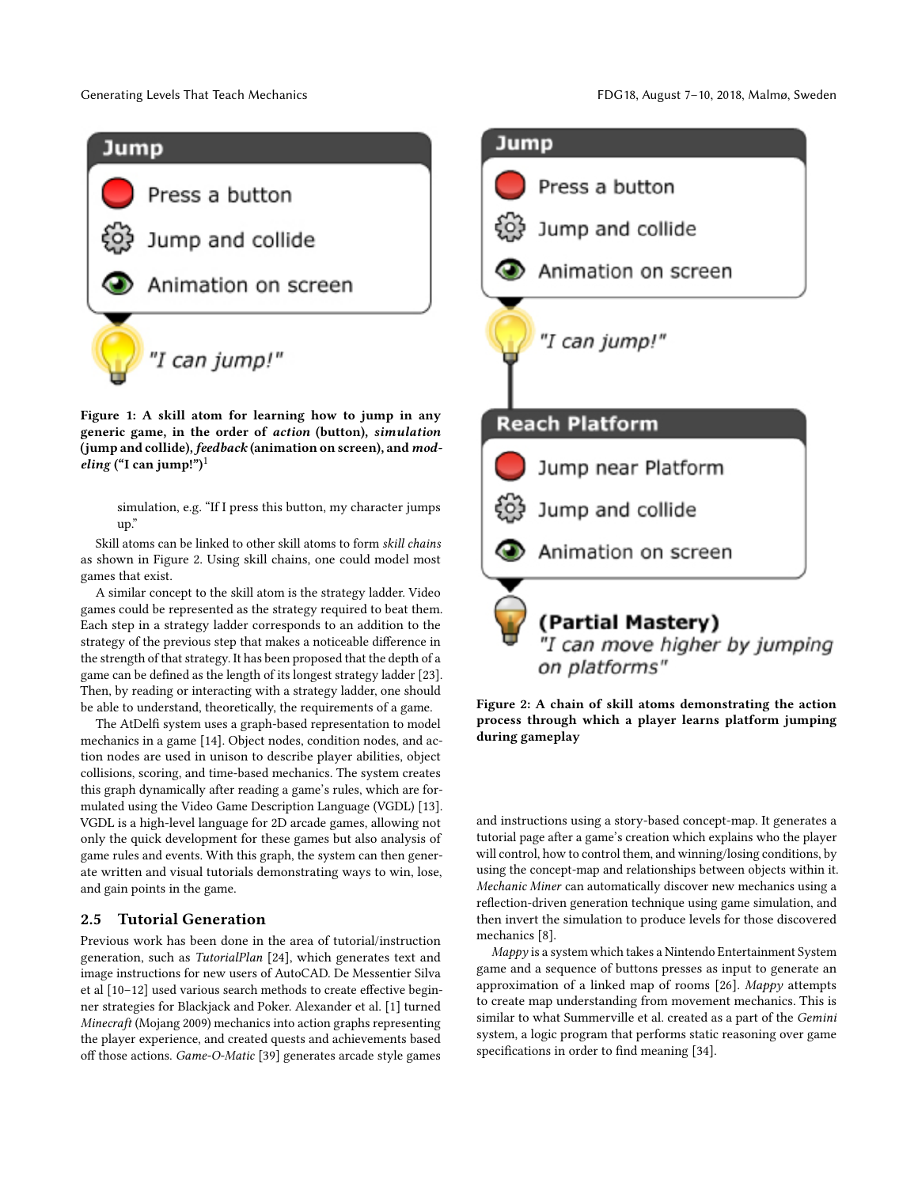Figure 1: A skill atom for learning how to jump in any generic game, in the order of *action* (button), *simulation* (jump and collide), *feedback* (animation on screen), and *modeling* ("I can jump!")[1]

simulation, e.g. "If I press this button, my character jumps up."

Skill atoms can be linked to other skill atoms to form *skill chains* as shown in Figure 2. Using skill chains, one could model most games that exist.

A similar concept to the skill atom is the strategy ladder. Video games could be represented as the strategy required to beat them. Each step in a strategy ladder corresponds to an addition to the strategy of the previous step that makes a noticeable difference in the strength of that strategy. It has been proposed that the depth of a game can be defined as the length of its longest strategy ladder [23]. Then, by reading or interacting with a strategy ladder, one should be able to understand, theoretically, the requirements of a game.

The AtDelfi system uses a graph-based representation to model mechanics in a game [14]. Object nodes, condition nodes, and action nodes are used in unison to describe player abilities, object collisions, scoring, and time-based mechanics. The system creates this graph dynamically after reading a game's rules, which are formulated using the Video Game Description Language (VGDL) [13]. VGDL is a high-level language for 2D arcade games, allowing not only the quick development for these games but also analysis of game rules and events. With this graph, the system can then generate written and visual tutorials demonstrating ways to win, lose, and gain points in the game.

## 2.5 Tutorial Generation

Previous work has been done in the area of tutorial/instruction generation, such as *TutorialPlan* [24], which generates text and image instructions for new users of AutoCAD. De Messentier Silva et al [10–12] used various search methods to create effective beginner strategies for Blackjack and Poker. Alexander et al. [1] turned *Minecraft* (Mojang 2009) mechanics into action graphs representing the player experience, and created quests and achievements based off those actions. *Game-O-Matic* [39] generates arcade style games and instructions using a story-based concept-map. It generates a tutorial page after a game's creation which explains who the player will control, how to control them, and winning/losing conditions, by using the concept-map and relationships between objects within it. *Mechanic Miner* can automatically discover new mechanics using a reflection-driven generation technique using game simulation, and then invert the simulation to produce levels for those discovered mechanics [8].

*Mappy* is a system which takes a Nintendo Entertainment System game and a sequence of buttons presses as input to generate an approximation of a linked map of rooms [26]. *Mappy* attempts to create map understanding from movement mechanics. This is similar to what Summerville et al. created as a part of the *Gemini* system, a logic program that performs static reasoning over game specifications in order to find meaning [34].

Figure 2: A chain of skill atoms demonstrating the action process through which a player learns platform jumping during gameplay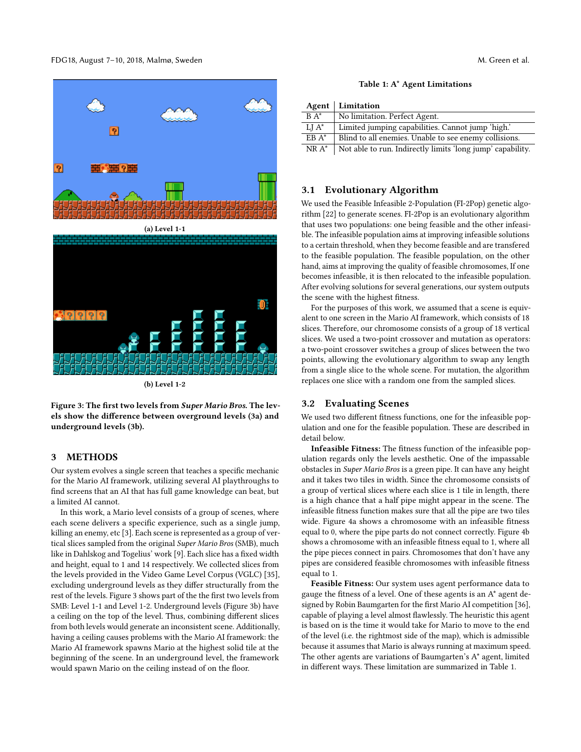(a) Level 1-1

(b) Level 1-2

**Figure 3: The first two levels from *Super Mario Bros.* The levels show the difference between overground levels (3a) and underground levels (3b).**

## 3 METHODS

Our system evolves a single screen that teaches a specific mechanic for the Mario AI framework, utilizing several AI playthroughs to find screens that an AI that has full game knowledge can beat, but a limited AI cannot.

In this work, a Mario level consists of a group of scenes, where each scene delivers a specific player experience, such as a single jump, killing an enemy, etc [3]. Each scene is represented as a group of vertical slices sampled from the original *Super Mario Bros* (SMB), much like in Dahlskog and Togelius' work [9]. Each slice has a fixed width and height, equal to 1 and 14 respectively. We collected slices from the levels provided in the Video Game Level Corpus (VGLC) [35], excluding underground levels as they differ structurally from the rest of the levels. Figure 3 shows part of the the first two levels from SMB: Level 1-1 and Level 1-2. Underground levels (Figure 3b) have a ceiling on the top of the level. Thus, combining different slices from both levels would generate an inconsistent scene. Additionally, having a ceiling causes problems with the Mario AI framework: the Mario AI framework spawns Mario at the highest solid tile at the beginning of the scene. In an underground level, the framework would spawn Mario on the ceiling instead of on the floor.

**Table 1: A\* Agent Limitations**

| Agent | Limitation |
|---|---|
| B A* | No limitation. Perfect Agent. |
| LJ A* | Limited jumping capabilities. Cannot jump 'high.' |
| EB A* | Blind to all enemies. Unable to see enemy collisions. |
| NR A* | Not able to run. Indirectly limits 'long jump' capability. |

### 3.1 Evolutionary Algorithm

We used the Feasible Infeasible 2-Population (FI-2Pop) genetic algorithm [22] to generate scenes. FI-2Pop is an evolutionary algorithm that uses two populations: one being feasible and the other infeasible. The infeasible population aims at improving infeasible solutions to a certain threshold, when they become feasible and are transfered to the feasible population. The feasible population, on the other hand, aims at improving the quality of feasible chromosomes, If one becomes infeasible, it is then relocated to the infeasible population. After evolving solutions for several generations, our system outputs the scene with the highest fitness.

For the purposes of this work, we assumed that a scene is equivalent to one screen in the Mario AI framework, which consists of 18 slices. Therefore, our chromosome consists of a group of 18 vertical slices. We used a two-point crossover and mutation as operators: a two-point crossover switches a group of slices between the two points, allowing the evolutionary algorithm to swap any length from a single slice to the whole scene. For mutation, the algorithm replaces one slice with a random one from the sampled slices.

### 3.2 Evaluating Scenes

We used two different fitness functions, one for the infeasible population and one for the feasible population. These are described in detail below.

**Infeasible Fitness:** The fitness function of the infeasible population regards only the levels aesthetic. One of the impassable obstacles in *Super Mario Bros* is a green pipe. It can have any height and it takes two tiles in width. Since the chromosome consists of a group of vertical slices where each slice is 1 tile in length, there is a high chance that a half pipe might appear in the scene. The infeasible fitness function makes sure that all the pipe are two tiles wide. Figure 4a shows a chromosome with an infeasible fitness equal to 0, where the pipe parts do not connect correctly. Figure 4b shows a chromosome with an infeasible fitness equal to 1, where all the pipe pieces connect in pairs. Chromosomes that don't have any pipes are considered feasible chromosomes with infeasible fitness equal to 1.

**Feasible Fitness:** Our system uses agent performance data to gauge the fitness of a level. One of these agents is an A* agent designed by Robin Baumgarten for the first Mario AI competition [36], capable of playing a level almost flawlessly. The heuristic this agent is based on is the time it would take for Mario to move to the end of the level (i.e. the rightmost side of the map), which is admissible because it assumes that Mario is always running at maximum speed. The other agents are variations of Baumgarten's A* agent, limited in different ways. These limitation are summarized in Table 1.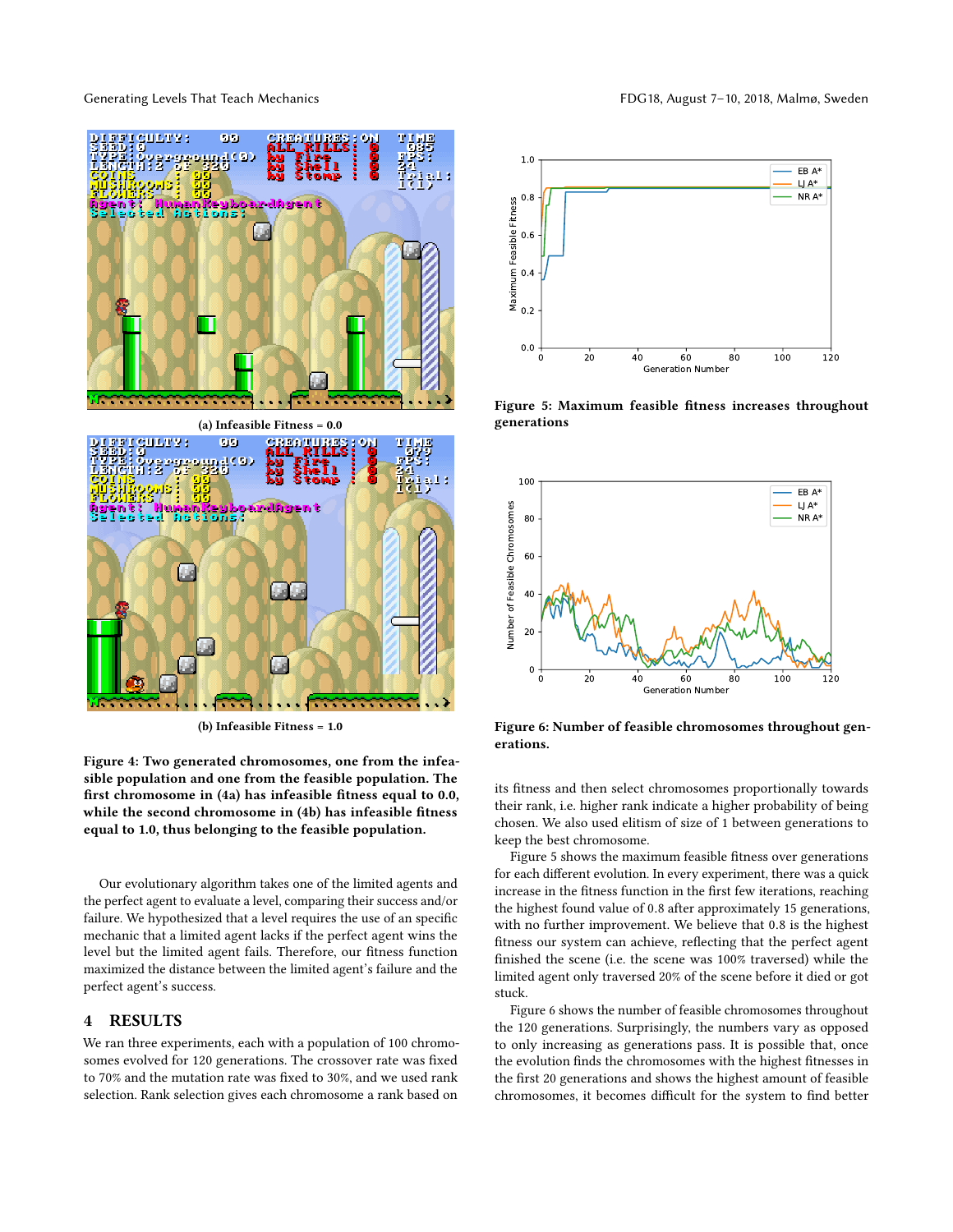(a) Infeasible Fitness = 0.0

(b) Infeasible Fitness = 1.0

**Figure 4: Two generated chromosomes, one from the infeasible population and one from the feasible population. The first chromosome in (4a) has infeasible fitness equal to 0.0, while the second chromosome in (4b) has infeasible fitness equal to 1.0, thus belonging to the feasible population.**

Our evolutionary algorithm takes one of the limited agents and the perfect agent to evaluate a level, comparing their success and/or failure. We hypothesized that a level requires the use of an specific mechanic that a limited agent lacks if the perfect agent wins the level but the limited agent fails. Therefore, our fitness function maximized the distance between the limited agent's failure and the perfect agent's success.

## 4 RESULTS

We ran three experiments, each with a population of 100 chromosomes evolved for 120 generations. The crossover rate was fixed to 70% and the mutation rate was fixed to 30%, and we used rank selection. Rank selection gives each chromosome a rank based on its fitness and then select chromosomes proportionally towards their rank, i.e. higher rank indicate a higher probability of being chosen. We also used elitism of size of 1 between generations to keep the best chromosome.

**Figure 5: Maximum feasible fitness increases throughout generations**

**Figure 6: Number of feasible chromosomes throughout generations.**

Figure 5 shows the maximum feasible fitness over generations for each different evolution. In every experiment, there was a quick increase in the fitness function in the first few iterations, reaching the highest found value of 0.8 after approximately 15 generations, with no further improvement. We believe that 0.8 is the highest fitness our system can achieve, reflecting that the perfect agent finished the scene (i.e. the scene was 100% traversed) while the limited agent only traversed 20% of the scene before it died or got stuck.

Figure 6 shows the number of feasible chromosomes throughout the 120 generations. Surprisingly, the numbers vary as opposed to only increasing as generations pass. It is possible that, once the evolution finds the chromosomes with the highest fitnesses in the first 20 generations and shows the highest amount of feasible chromosomes, it becomes difficult for the system to find better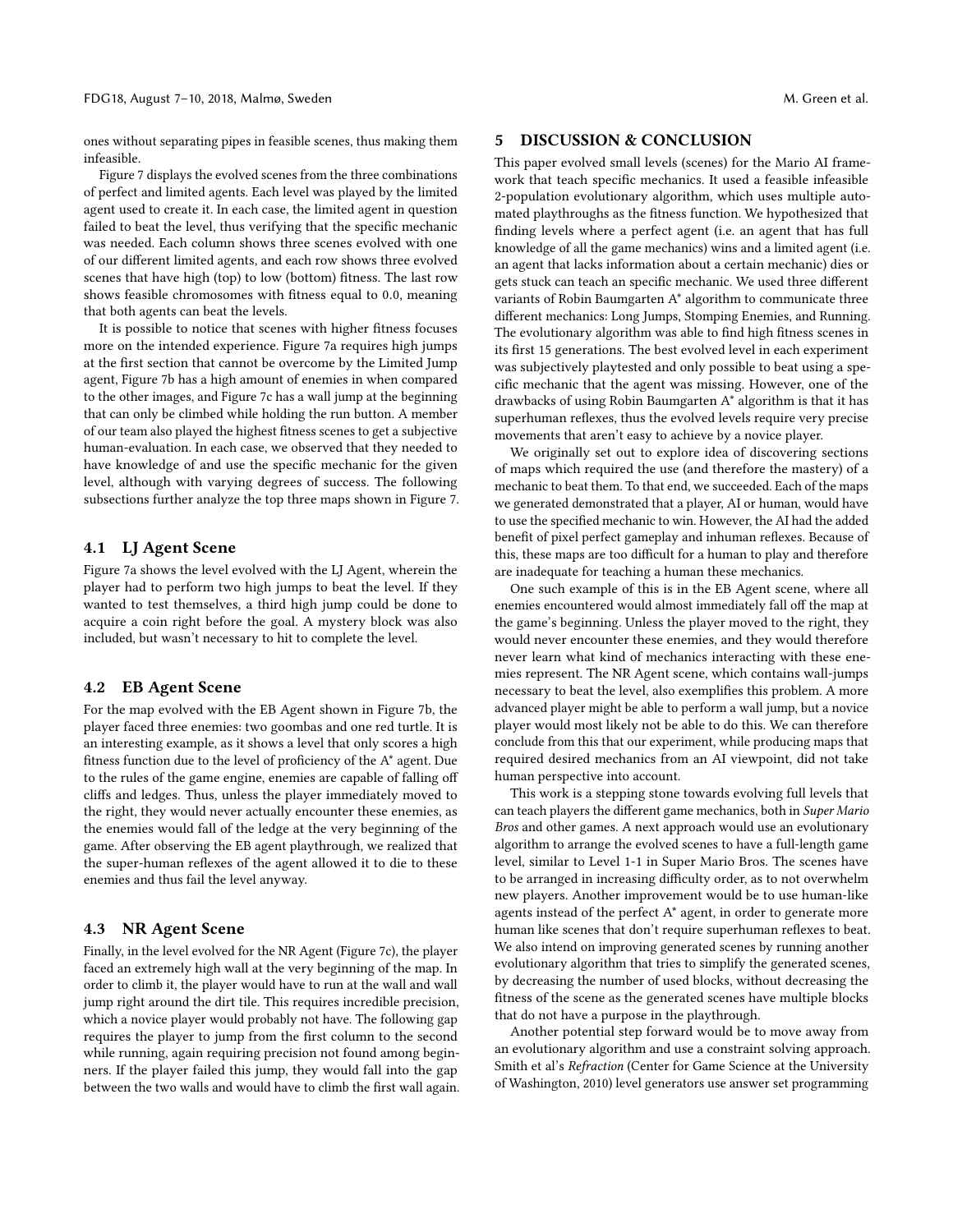ones without separating pipes in feasible scenes, thus making them infeasible.

Figure 7 displays the evolved scenes from the three combinations of perfect and limited agents. Each level was played by the limited agent used to create it. In each case, the limited agent in question failed to beat the level, thus verifying that the specific mechanic was needed. Each column shows three scenes evolved with one of our different limited agents, and each row shows three evolved scenes that have high (top) to low (bottom) fitness. The last row shows feasible chromosomes with fitness equal to 0.0, meaning that both agents can beat the levels.

It is possible to notice that scenes with higher fitness focuses more on the intended experience. Figure 7a requires high jumps at the first section that cannot be overcome by the Limited Jump agent, Figure 7b has a high amount of enemies in when compared to the other images, and Figure 7c has a wall jump at the beginning that can only be climbed while holding the run button. A member of our team also played the highest fitness scenes to get a subjective human-evaluation. In each case, we observed that they needed to have knowledge of and use the specific mechanic for the given level, although with varying degrees of success. The following subsections further analyze the top three maps shown in Figure 7.

### 4.1 LJ Agent Scene

Figure 7a shows the level evolved with the LJ Agent, wherein the player had to perform two high jumps to beat the level. If they wanted to test themselves, a third high jump could be done to acquire a coin right before the goal. A mystery block was also included, but wasn't necessary to hit to complete the level.

### 4.2 EB Agent Scene

For the map evolved with the EB Agent shown in Figure 7b, the player faced three enemies: two goombas and one red turtle. It is an interesting example, as it shows a level that only scores a high fitness function due to the level of proficiency of the A* agent. Due to the rules of the game engine, enemies are capable of falling off cliffs and ledges. Thus, unless the player immediately moved to the right, they would never actually encounter these enemies, as the enemies would fall of the ledge at the very beginning of the game. After observing the EB agent playthrough, we realized that the super-human reflexes of the agent allowed it to die to these enemies and thus fail the level anyway.

### 4.3 NR Agent Scene

Finally, in the level evolved for the NR Agent (Figure 7c), the player faced an extremely high wall at the very beginning of the map. In order to climb it, the player would have to run at the wall and wall jump right around the dirt tile. This requires incredible precision, which a novice player would probably not have. The following gap requires the player to jump from the first column to the second while running, again requiring precision not found among beginners. If the player failed this jump, they would fall into the gap between the two walls and would have to climb the first wall again.

## 5 DISCUSSION & CONCLUSION

This paper evolved small levels (scenes) for the Mario AI framework that teach specific mechanics. It used a feasible infeasible 2-population evolutionary algorithm, which uses multiple automated playthroughs as the fitness function. We hypothesized that finding levels where a perfect agent (i.e. an agent that has full knowledge of all the game mechanics) wins and a limited agent (i.e. an agent that lacks information about a certain mechanic) dies or gets stuck can teach an specific mechanic. We used three different variants of Robin Baumgarten A* algorithm to communicate three different mechanics: Long Jumps, Stomping Enemies, and Running. The evolutionary algorithm was able to find high fitness scenes in its first 15 generations. The best evolved level in each experiment was subjectively playtested and only possible to beat using a specific mechanic that the agent was missing. However, one of the drawbacks of using Robin Baumgarten A* algorithm is that it has superhuman reflexes, thus the evolved levels require very precise movements that aren't easy to achieve by a novice player.

We originally set out to explore idea of discovering sections of maps which required the use (and therefore the mastery) of a mechanic to beat them. To that end, we succeeded. Each of the maps we generated demonstrated that a player, AI or human, would have to use the specified mechanic to win. However, the AI had the added benefit of pixel perfect gameplay and inhuman reflexes. Because of this, these maps are too difficult for a human to play and therefore are inadequate for teaching a human these mechanics.

One such example of this is in the EB Agent scene, where all enemies encountered would almost immediately fall off the map at the game's beginning. Unless the player moved to the right, they would never encounter these enemies, and they would therefore never learn what kind of mechanics interacting with these enemies represent. The NR Agent scene, which contains wall-jumps necessary to beat the level, also exemplifies this problem. A more advanced player might be able to perform a wall jump, but a novice player would most likely not be able to do this. We can therefore conclude from this that our experiment, while producing maps that required desired mechanics from an AI viewpoint, did not take human perspective into account.

This work is a stepping stone towards evolving full levels that can teach players the different game mechanics, both in *Super Mario Bros* and other games. A next approach would use an evolutionary algorithm to arrange the evolved scenes to have a full-length game level, similar to Level 1-1 in Super Mario Bros. The scenes have to be arranged in increasing difficulty order, as to not overwhelm new players. Another improvement would be to use human-like agents instead of the perfect A* agent, in order to generate more human like scenes that don't require superhuman reflexes to beat. We also intend on improving generated scenes by running another evolutionary algorithm that tries to simplify the generated scenes, by decreasing the number of used blocks, without decreasing the fitness of the scene as the generated scenes have multiple blocks that do not have a purpose in the playthrough.

Another potential step forward would be to move away from an evolutionary algorithm and use a constraint solving approach. Smith et al's *Refraction* (Center for Game Science at the University of Washington, 2010) level generators use answer set programming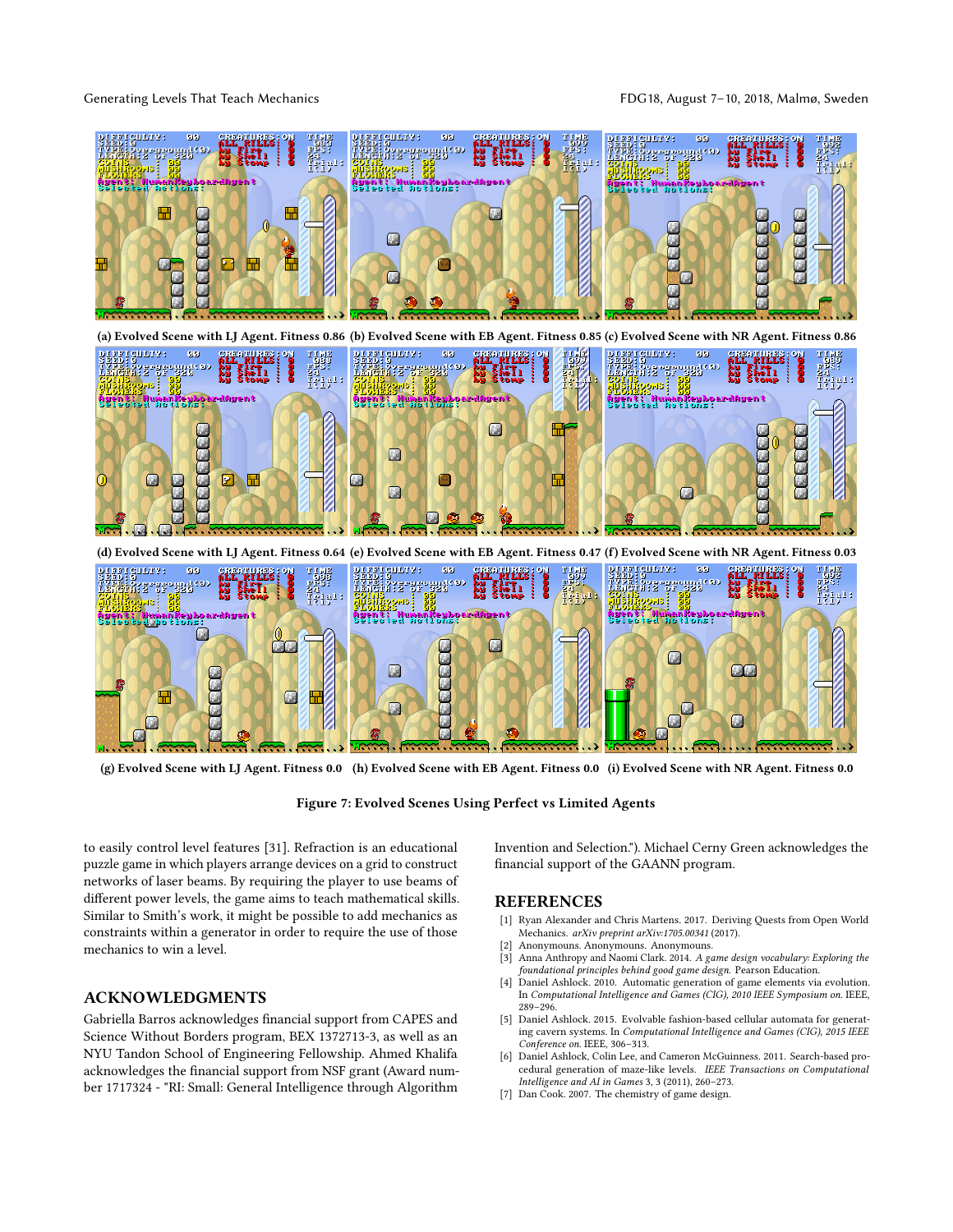(a) Evolved Scene with LJ Agent. Fitness 0.86 (b) Evolved Scene with EB Agent. Fitness 0.85 (c) Evolved Scene with NR Agent. Fitness 0.86

(d) Evolved Scene with LJ Agent. Fitness 0.64 (e) Evolved Scene with EB Agent. Fitness 0.47 (f) Evolved Scene with NR Agent. Fitness 0.03

(g) Evolved Scene with LJ Agent. Fitness 0.0 (h) Evolved Scene with EB Agent. Fitness 0.0 (i) Evolved Scene with NR Agent. Fitness 0.0

**Figure 7: Evolved Scenes Using Perfect vs Limited Agents**

to easily control level features [31]. Refraction is an educational puzzle game in which players arrange devices on a grid to construct networks of laser beams. By requiring the player to use beams of different power levels, the game aims to teach mathematical skills. Similar to Smith's work, it might be possible to add mechanics as constraints within a generator in order to require the use of those mechanics to win a level.

## ACKNOWLEDGMENTS

Gabriella Barros acknowledges financial support from CAPES and Science Without Borders program, BEX 1372713-3, as well as an NYU Tandon School of Engineering Fellowship. Ahmed Khalifa acknowledges the financial support from NSF grant (Award number 1717324 - "RI: Small: General Intelligence through Algorithm Invention and Selection."). Michael Cerny Green acknowledges the financial support of the GAANN program.

## REFERENCES

- [1] Ryan Alexander and Chris Martens. 2017. Deriving Quests from Open World Mechanics. *arXiv preprint arXiv:1705.00341* (2017).
- [2] Anonymous. Anonymous. Anonymous.
- [3] Anna Anthropy and Naomi Clark. 2014. *A game design vocabulary: Exploring the foundational principles behind good game design.* Pearson Education.
- [4] Daniel Ashlock. 2010. Automatic generation of game elements via evolution. In *Computational Intelligence and Games (CIG), 2010 IEEE Symposium on*. IEEE, 289–296.
- [5] Daniel Ashlock. 2015. Evolvable fashion-based cellular automata for generating cavern systems. In *Computational Intelligence and Games (CIG), 2015 IEEE Conference on*. IEEE, 306–313.
- [6] Daniel Ashlock, Colin Lee, and Cameron McGuinness. 2011. Search-based procedural generation of maze-like levels. *IEEE Transactions on Computational Intelligence and AI in Games* 3, 3 (2011), 260–273.
- [7] Dan Cook. 2007. The chemistry of game design.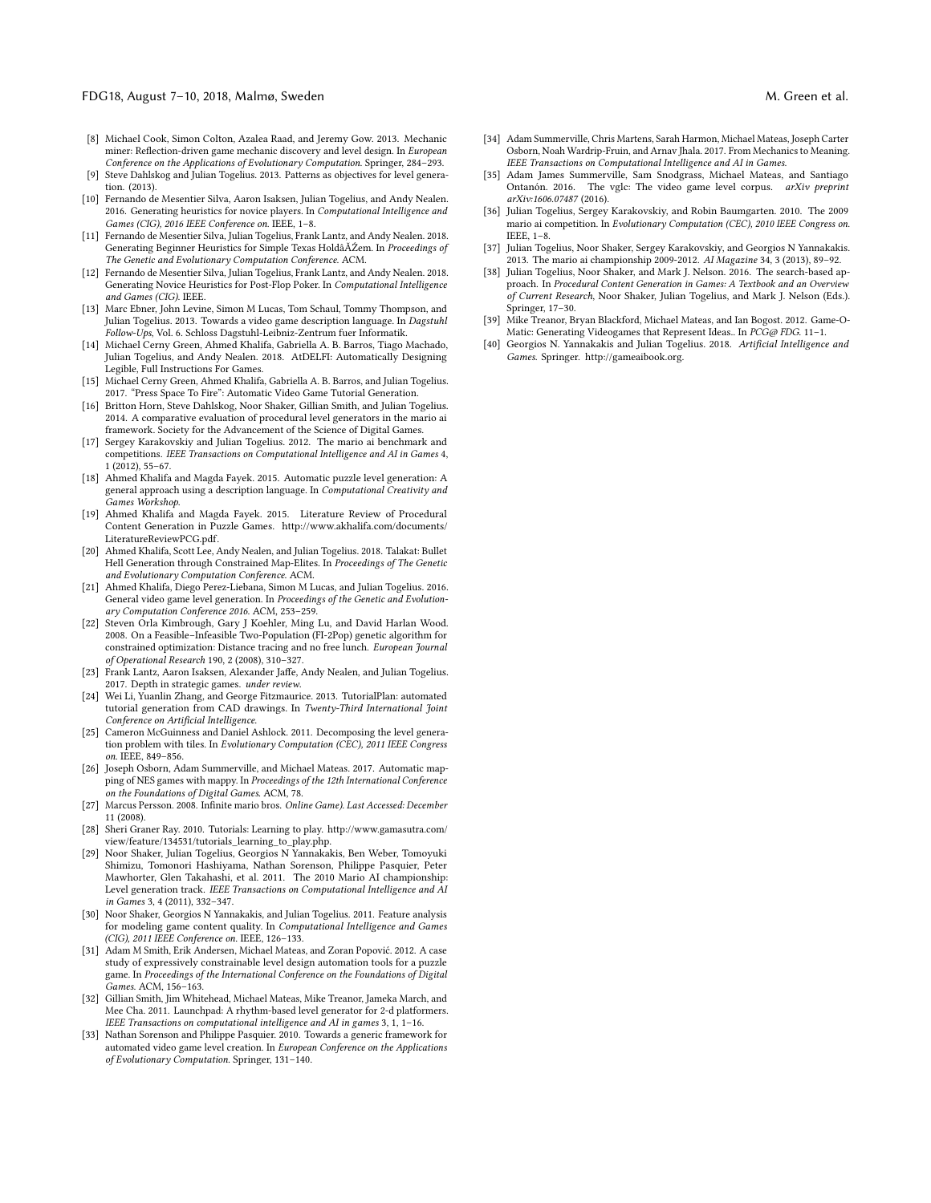[8] Michael Cook, Simon Colton, Azalea Raad, and Jeremy Gow. 2013. Mechanic miner: Reflection-driven game mechanic discovery and level design. In *European Conference on the Applications of Evolutionary Computation*. Springer, 284–293.

[9] Steve Dahlskog and Julian Togelius. 2013. Patterns as objectives for level generation. (2013).

[10] Fernando de Mesentier Silva, Aaron Isaksen, Julian Togelius, and Andy Nealen. 2016. Generating heuristics for novice players. In *Computational Intelligence and Games (CIG), 2016 IEEE Conference on*. IEEE, 1–8.

[11] Fernando de Mesentier Silva, Julian Togelius, Frank Lantz, and Andy Nealen. 2018. Generating Beginner Heuristics for Simple Texas HoldâĂŹem. In *Proceedings of The Genetic and Evolutionary Computation Conference*. ACM.

[12] Fernando de Mesentier Silva, Julian Togelius, Frank Lantz, and Andy Nealen. 2018. Generating Novice Heuristics for Post-Flop Poker. In *Computational Intelligence and Games (CIG)*. IEEE.

[13] Marc Ebner, John Levine, Simon M Lucas, Tom Schaul, Tommy Thompson, and Julian Togelius. 2013. Towards a video game description language. In *Dagstuhl Follow-Ups*, Vol. 6. Schloss Dagstuhl-Leibniz-Zentrum fuer Informatik.

[14] Michael Cerny Green, Ahmed Khalifa, Gabriella A. B. Barros, Tiago Machado, Julian Togelius, and Andy Nealen. 2018. AtDELFI: Automatically Designing Legible, Full Instructions For Games.

[15] Michael Cerny Green, Ahmed Khalifa, Gabriella A. B. Barros, and Julian Togelius. 2017. "Press Space To Fire": Automatic Video Game Tutorial Generation.

[16] Britton Horn, Steve Dahlskog, Noor Shaker, Gillian Smith, and Julian Togelius. 2014. A comparative evaluation of procedural level generators in the mario ai framework. Society for the Advancement of the Science of Digital Games.

[17] Sergey Karakovskiy and Julian Togelius. 2012. The mario ai benchmark and competitions. *IEEE Transactions on Computational Intelligence and AI in Games* 4, 1 (2012), 55–67.

[18] Ahmed Khalifa and Magda Fayek. 2015. Automatic puzzle level generation: A general approach using a description language. In *Computational Creativity and Games Workshop*.

[19] Ahmed Khalifa and Magda Fayek. 2015. Literature Review of Procedural Content Generation in Puzzle Games. http://www.akhalifa.com/documents/LiteratureReviewPCG.pdf.

[20] Ahmed Khalifa, Scott Lee, Andy Nealen, and Julian Togelius. 2018. Talakat: Bullet Hell Generation through Constrained Map-Elites. In *Proceedings of The Genetic and Evolutionary Computation Conference*. ACM.

[21] Ahmed Khalifa, Diego Perez-Liebana, Simon M Lucas, and Julian Togelius. 2016. General video game level generation. In *Proceedings of the Genetic and Evolutionary Computation Conference 2016*. ACM, 253–259.

[22] Steven Orla Kimbrough, Gary J Koehler, Ming Lu, and David Harlan Wood. 2008. On a Feasible–Infeasible Two-Population (FI-2Pop) genetic algorithm for constrained optimization: Distance tracing and no free lunch. *European Journal of Operational Research* 190, 2 (2008), 310–327.

[23] Frank Lantz, Aaron Isaksen, Alexander Jaffe, Andy Nealen, and Julian Togelius. 2017. Depth in strategic games. *under review*.

[24] Wei Li, Yuanlin Zhang, and George Fitzmaurice. 2013. TutorialPlan: automated tutorial generation from CAD drawings. In *Twenty-Third International Joint Conference on Artificial Intelligence*.

[25] Cameron McGuinness and Daniel Ashlock. 2011. Decomposing the level generation problem with tiles. In *Evolutionary Computation (CEC), 2011 IEEE Congress on*. IEEE, 849–856.

[26] Joseph Osborn, Adam Summerville, and Michael Mateas. 2017. Automatic mapping of NES games with mappy. In *Proceedings of the 12th International Conference on the Foundations of Digital Games*. ACM, 78.

[27] Marcus Persson. 2008. Infinite mario bros. *Online Game). Last Accessed: December 11* (2008).

[28] Sheri Graner Ray. 2010. Tutorials: Learning to play. http://www.gamasutra.com/view/feature/134531/tutorials_learning_to_play.php.

[29] Noor Shaker, Julian Togelius, Georgios N Yannakakis, Ben Weber, Tomoyuki Shimizu, Tomonori Hashiyama, Nathan Sorenson, Philippe Pasquier, Peter Mawhorter, Glen Takahashi, et al. 2011. The 2010 Mario AI championship: Level generation track. *IEEE Transactions on Computational Intelligence and AI in Games* 3, 4 (2011), 332–347.

[30] Noor Shaker, Georgios N Yannakakis, and Julian Togelius. 2011. Feature analysis for modeling game content quality. In *Computational Intelligence and Games (CIG), 2011 IEEE Conference on*. IEEE, 126–133.

[31] Adam M Smith, Erik Andersen, Michael Mateas, and Zoran Popović. 2012. A case study of expressively constrainable level design automation tools for a puzzle game. In *Proceedings of the International Conference on the Foundations of Digital Games*. ACM, 156–163.

[32] Gillian Smith, Jim Whitehead, Michael Mateas, Mike Treanor, Jameka March, and Mee Cha. 2011. Launchpad: A rhythm-based level generator for 2-d platformers. *IEEE Transactions on computational intelligence and AI in games* 3, 1, 1–16.

[33] Nathan Sorenson and Philippe Pasquier. 2010. Towards a generic framework for automated video game level creation. In *European Conference on the Applications of Evolutionary Computation*. Springer, 131–140.

[34] Adam Summerville, Chris Martens, Sarah Harmon, Michael Mateas, Joseph Carter Osborn, Noah Wardrip-Fruin, and Arnav Jhala. 2017. From Mechanics to Meaning. *IEEE Transactions on Computational Intelligence and AI in Games*.

[35] Adam James Summerville, Sam Snodgrass, Michael Mateas, and Santiago Ontanón. 2016. The vglc: The video game level corpus. *arXiv preprint arXiv:1606.07487* (2016).

[36] Julian Togelius, Sergey Karakovskiy, and Robin Baumgarten. 2010. The 2009 mario ai competition. In *Evolutionary Computation (CEC), 2010 IEEE Congress on*. IEEE, 1–8.

[37] Julian Togelius, Noor Shaker, Sergey Karakovskiy, and Georgios N Yannakakis. 2013. The mario ai championship 2009-2012. *AI Magazine* 34, 3 (2013), 89–92.

[38] Julian Togelius, Noor Shaker, and Mark J. Nelson. 2016. The search-based approach. In *Procedural Content Generation in Games: A Textbook and an Overview of Current Research*, Noor Shaker, Julian Togelius, and Mark J. Nelson (Eds.). Springer, 17–30.

[39] Mike Treanor, Bryan Blackford, Michael Mateas, and Ian Bogost. 2012. Game-O-Matic: Generating Videogames that Represent Ideas.. In *PCG@ FDG*. 11–1.

[40] Georgios N. Yannakakis and Julian Togelius. 2018. *Artificial Intelligence and Games*. Springer. http://gameaibook.org.